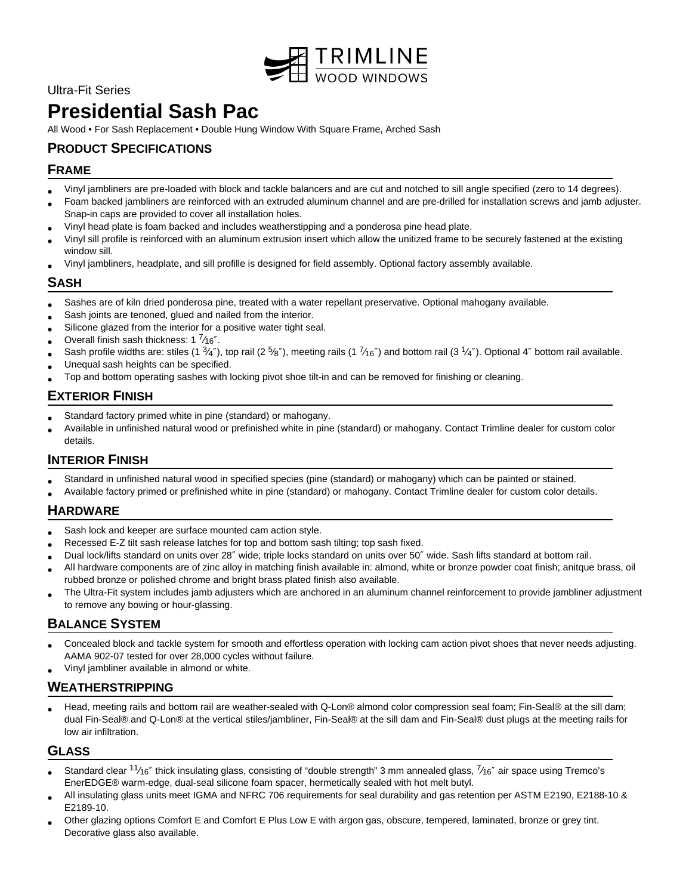TRIMLINE WOOD WINDOWS

Ultra-Fit Series

# Presidential Sash Pac

All Wood • For Sash Replacement • Double Hung Window With Square Frame, Arched Sash

## PRODUCT SPECIFICATIONS

### FRAME

- Vinyl jambliners are pre-loaded with block and tackle balancers and are cut and notched to sill angle specified (zero to 14 degrees).
- Foam backed jambliners are reinforced with an extruded aluminum channel and are pre-drilled for installation screws and jamb adjuster. Snap-in caps are provided to cover all installation holes.
- Vinyl head plate is foam backed and includes weatherstipping and a ponderosa pine head plate.
- Vinyl sill profile is reinforced with an aluminum extrusion insert which allow the unitized frame to be securely fastened at the existing window sill.
- Vinyl jambliners, headplate, and sill profille is designed for field assembly. Optional factory assembly available.

### SASH

- Sashes are of kiln dried ponderosa pine, treated with a water repellant preservative. Optional mahogany available.
- Sash joints are tenoned, glued and nailed from the interior.
- Silicone glazed from the interior for a positive water tight seal.
- Overall finish sash thickness: 1 7⁄16″.
- Sash profile widths are: stiles (1 3⁄4″), top rail (2 5⁄8″), meeting rails (1 7⁄16″) and bottom rail (3 1⁄4″). Optional 4″ bottom rail available.
- Unequal sash heights can be specified.
- Top and bottom operating sashes with locking pivot shoe tilt-in and can be removed for finishing or cleaning.

### EXTERIOR FINISH

- Standard factory primed white in pine (standard) or mahogany.
- Available in unfinished natural wood or prefinished white in pine (standard) or mahogany. Contact Trimline dealer for custom color details.

### INTERIOR FINISH

- Standard in unfinished natural wood in specified species (pine (standard) or mahogany) which can be painted or stained.
- Available factory primed or prefinished white in pine (standard) or mahogany. Contact Trimline dealer for custom color details.

### HARDWARE

- Sash lock and keeper are surface mounted cam action style.
- Recessed E-Z tilt sash release latches for top and bottom sash tilting; top sash fixed.
- Dual lock/lifts standard on units over 28″ wide; triple locks standard on units over 50″ wide. Sash lifts standard at bottom rail.
- All hardware components are of zinc alloy in matching finish available in: almond, white or bronze powder coat finish; anitque brass, oil rubbed bronze or polished chrome and bright brass plated finish also available.
- The Ultra-Fit system includes jamb adjusters which are anchored in an aluminum channel reinforcement to provide jambliner adjustment to remove any bowing or hour-glassing.

### BALANCE SYSTEM

- Concealed block and tackle system for smooth and effortless operation with locking cam action pivot shoes that never needs adjusting. AAMA 902-07 tested for over 28,000 cycles without failure.
- Vinyl jambliner available in almond or white.

### WEATHERSTRIPPING

- Head, meeting rails and bottom rail are weather-sealed with Q-Lon® almond color compression seal foam; Fin-Seal® at the sill dam; dual Fin-Seal® and Q-Lon® at the vertical stiles/jambliner, Fin-Seal® at the sill dam and Fin-Seal® dust plugs at the meeting rails for low air infiltration.

### GLASS

- Standard clear 11⁄16″ thick insulating glass, consisting of "double strength" 3 mm annealed glass, 7⁄16″ air space using Tremco's EnerEDGE® warm-edge, dual-seal silicone foam spacer, hermetically sealed with hot melt butyl.
- All insulating glass units meet IGMA and NFRC 706 requirements for seal durability and gas retention per ASTM E2190, E2188-10 & E2189-10.
- Other glazing options Comfort E and Comfort E Plus Low E with argon gas, obscure, tempered, laminated, bronze or grey tint. Decorative glass also available.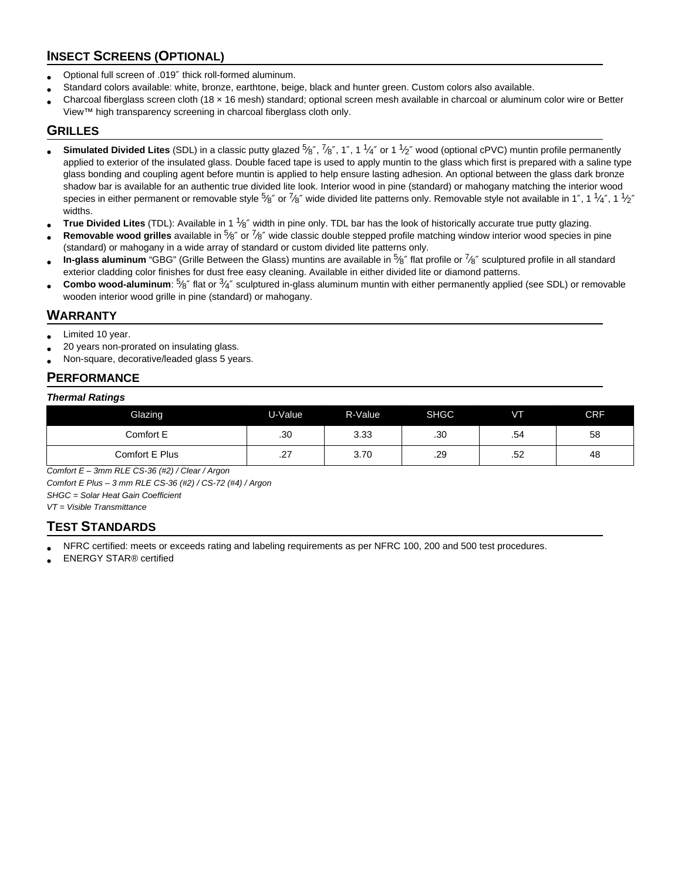## INSECT SCREENS (OPTIONAL)

- Optional full screen of .019″ thick roll-formed aluminum.
- Standard colors available: white, bronze, earthtone, beige, black and hunter green. Custom colors also available.
- Charcoal fiberglass screen cloth (18 × 16 mesh) standard; optional screen mesh available in charcoal or aluminum color wire or Better View™ high transparency screening in charcoal fiberglass cloth only.

## GRILLES

- **Simulated Divided Lites** (SDL) in a classic putty glazed 5⁄8″, 7⁄8″, 1″, 1 1⁄4″ or 1 1⁄2″ wood (optional cPVC) muntin profile permanently applied to exterior of the insulated glass. Double faced tape is used to apply muntin to the glass which first is prepared with a saline type glass bonding and coupling agent before muntin is applied to help ensure lasting adhesion. An optional between the glass dark bronze shadow bar is available for an authentic true divided lite look. Interior wood in pine (standard) or mahogany matching the interior wood species in either permanent or removable style 5⁄8″ or 7⁄8″ wide divided lite patterns only. Removable style not available in 1″, 1 1⁄4″, 1 1⁄2″ widths.
- **True Divided Lites** (TDL): Available in 1 1⁄8″ width in pine only. TDL bar has the look of historically accurate true putty glazing.
- **Removable wood grilles** available in 5⁄8″ or 7⁄8″ wide classic double stepped profile matching window interior wood species in pine (standard) or mahogany in a wide array of standard or custom divided lite patterns only.
- **In-glass aluminum** "GBG" (Grille Between the Glass) muntins are available in 5⁄8″ flat profile or 7⁄8″ sculptured profile in all standard exterior cladding color finishes for dust free easy cleaning. Available in either divided lite or diamond patterns.
- **Combo wood-aluminum**: 5⁄8″ flat or 3⁄4″ sculptured in-glass aluminum muntin with either permanently applied (see SDL) or removable wooden interior wood grille in pine (standard) or mahogany.

## WARRANTY

- Limited 10 year.
- 20 years non-prorated on insulating glass.
- Non-square, decorative/leaded glass 5 years.

## PERFORMANCE

***Thermal Ratings***

| Glazing | U-Value | R-Value | SHGC | VT | CRF |
|---|---|---|---|---|---|
| Comfort E | .30 | 3.33 | .30 | .54 | 58 |
| Comfort E Plus | .27 | 3.70 | .29 | .52 | 48 |

*Comfort E – 3mm RLE CS-36 (#2) / Clear / Argon*

*Comfort E Plus – 3 mm RLE CS-36 (#2) / CS-72 (#4) / Argon*

*SHGC = Solar Heat Gain Coefficient*

*VT = Visible Transmittance*

## TEST STANDARDS

- NFRC certified: meets or exceeds rating and labeling requirements as per NFRC 100, 200 and 500 test procedures.
- ENERGY STAR® certified